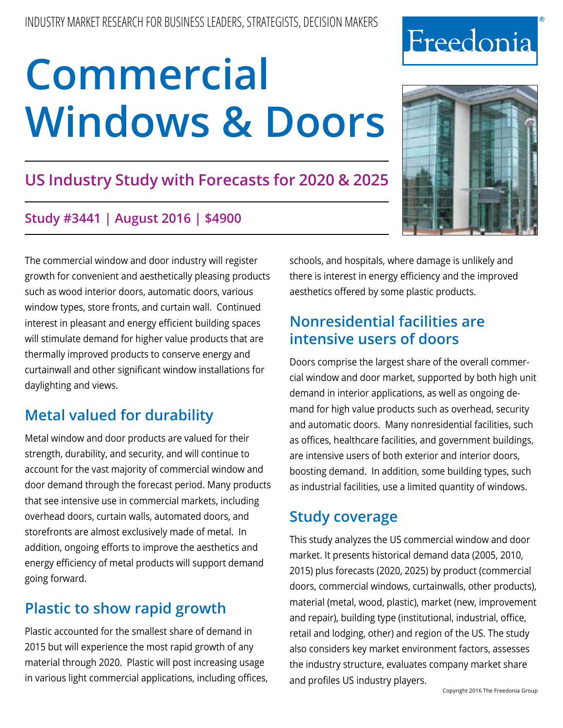INDUSTRY MARKET RESEARCH FOR BUSINESS LEADERS, STRATEGISTS, DECISION MAKERS

Freedonia®

# Commercial Windows & Doors

## US Industry Study with Forecasts for 2020 & 2025

### Study #3441 | August 2016 | $4900

The commercial window and door industry will register growth for convenient and aesthetically pleasing products such as wood interior doors, automatic doors, various window types, store fronts, and curtain wall. Continued interest in pleasant and energy efficient building spaces will stimulate demand for higher value products that are thermally improved products to conserve energy and curtainwall and other significant window installations for daylighting and views.

## Metal valued for durability

Metal window and door products are valued for their strength, durability, and security, and will continue to account for the vast majority of commercial window and door demand through the forecast period. Many products that see intensive use in commercial markets, including overhead doors, curtain walls, automated doors, and storefronts are almost exclusively made of metal. In addition, ongoing efforts to improve the aesthetics and energy efficiency of metal products will support demand going forward.

## Plastic to show rapid growth

Plastic accounted for the smallest share of demand in 2015 but will experience the most rapid growth of any material through 2020. Plastic will post increasing usage in various light commercial applications, including offices, schools, and hospitals, where damage is unlikely and there is interest in energy efficiency and the improved aesthetics offered by some plastic products.

## Nonresidential facilities are intensive users of doors

Doors comprise the largest share of the overall commercial window and door market, supported by both high unit demand in interior applications, as well as ongoing demand for high value products such as overhead, security and automatic doors. Many nonresidential facilities, such as offices, healthcare facilities, and government buildings, are intensive users of both exterior and interior doors, boosting demand. In addition, some building types, such as industrial facilities, use a limited quantity of windows.

## Study coverage

This study analyzes the US commercial window and door market. It presents historical demand data (2005, 2010, 2015) plus forecasts (2020, 2025) by product (commercial doors, commercial windows, curtainwalls, other products), material (metal, wood, plastic), market (new, improvement and repair), building type (institutional, industrial, office, retail and lodging, other) and region of the US. The study also considers key market environment factors, assesses the industry structure, evaluates company market share and profiles US industry players.

Copyright 2016 The Freedonia Group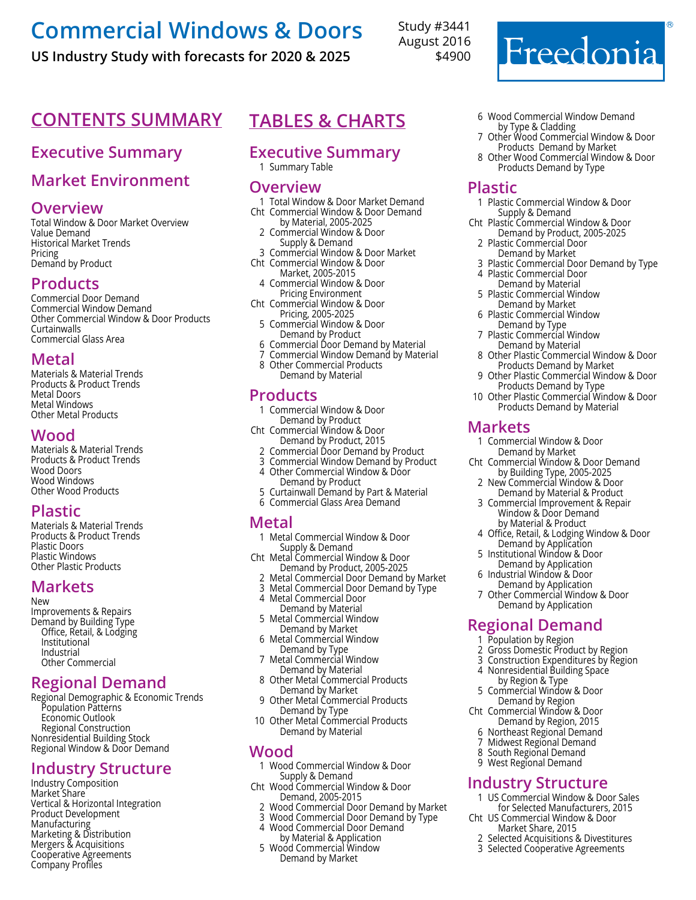# Commercial Windows & Doors

**US Industry Study with forecasts for 2020 & 2025**

Study #3441
August 2016
$4900

Freedonia®

## CONTENTS SUMMARY

### Executive Summary

### Market Environment

### Overview

Total Window & Door Market Overview
Value Demand
Historical Market Trends
Pricing
Demand by Product

### Products

Commercial Door Demand
Commercial Window Demand
Other Commercial Window & Door Products
Curtainwalls
Commercial Glass Area

### Metal

Materials & Material Trends
Products & Product Trends
Metal Doors
Metal Windows
Other Metal Products

### Wood

Materials & Material Trends
Products & Product Trends
Wood Doors
Wood Windows
Other Wood Products

### Plastic

Materials & Material Trends
Products & Product Trends
Plastic Doors
Plastic Windows
Other Plastic Products

### Markets

New
Improvements & Repairs
Demand by Building Type
- Office, Retail, & Lodging
- Institutional
- Industrial
- Other Commercial

### Regional Demand

Regional Demographic & Economic Trends
- Population Patterns
- Economic Outlook
- Regional Construction

Nonresidential Building Stock
Regional Window & Door Demand

### Industry Structure

Industry Composition
Market Share
Vertical & Horizontal Integration
Product Development
Manufacturing
Marketing & Distribution
Mergers & Acquisitions
Cooperative Agreements
Company Profiles

## TABLES & CHARTS

### Executive Summary

1 Summary Table

### Overview

1 Total Window & Door Market Demand
Cht Commercial Window & Door Demand by Material, 2005-2025
2 Commercial Window & Door Supply & Demand
3 Commercial Window & Door Market
Cht Commercial Window & Door Market, 2005-2015
4 Commercial Window & Door Pricing Environment
Cht Commercial Window & Door Pricing, 2005-2025
5 Commercial Window & Door Demand by Product
6 Commercial Door Demand by Material
7 Commercial Window Demand by Material
8 Other Commercial Products Demand by Material

### Products

1 Commercial Window & Door Demand by Product
Cht Commercial Window & Door Demand by Product, 2015
2 Commercial Door Demand by Product
3 Commercial Window Demand by Product
4 Other Commercial Window & Door Demand by Product
5 Curtainwall Demand by Part & Material
6 Commercial Glass Area Demand

### Metal

1 Metal Commercial Window & Door Supply & Demand
Cht Metal Commercial Window & Door Demand by Product, 2005-2025
2 Metal Commercial Door Demand by Market
3 Metal Commercial Door Demand by Type
4 Metal Commercial Door Demand by Material
5 Metal Commercial Window Demand by Market
6 Metal Commercial Window Demand by Type
7 Metal Commercial Window Demand by Material
8 Other Metal Commercial Products Demand by Market
9 Other Metal Commercial Products Demand by Type
10 Other Metal Commercial Products Demand by Material

### Wood

1 Wood Commercial Window & Door Supply & Demand
Cht Wood Commercial Window & Door Demand, 2005-2015
2 Wood Commercial Door Demand by Market
3 Wood Commercial Door Demand by Type
4 Wood Commercial Door Demand by Material & Application
5 Wood Commercial Window Demand by Market
6 Wood Commercial Window Demand by Type & Cladding
7 Other Wood Commercial Window & Door Products Demand by Market
8 Other Wood Commercial Window & Door Products Demand by Type

### Plastic

1 Plastic Commercial Window & Door Supply & Demand
Cht Plastic Commercial Window & Door Demand by Product, 2005-2025
2 Plastic Commercial Door Demand by Market
3 Plastic Commercial Door Demand by Type
4 Plastic Commercial Door Demand by Material
5 Plastic Commercial Window Demand by Market
6 Plastic Commercial Window Demand by Type
7 Plastic Commercial Window Demand by Material
8 Other Plastic Commercial Window & Door Products Demand by Market
9 Other Plastic Commercial Window & Door Products Demand by Type
10 Other Plastic Commercial Window & Door Products Demand by Material

### Markets

1 Commercial Window & Door Demand by Market
Cht Commercial Window & Door Demand by Building Type, 2005-2025
2 New Commercial Window & Door Demand by Material & Product
3 Commercial Improvement & Repair Window & Door Demand by Material & Product
4 Office, Retail, & Lodging Window & Door Demand by Application
5 Institutional Window & Door Demand by Application
6 Industrial Window & Door Demand by Application
7 Other Commercial Window & Door Demand by Application

### Regional Demand

1 Population by Region
2 Gross Domestic Product by Region
3 Construction Expenditures by Region
4 Nonresidential Building Space by Region & Type
5 Commercial Window & Door Demand by Region
Cht Commercial Window & Door Demand by Region, 2015
6 Northeast Regional Demand
7 Midwest Regional Demand
8 South Regional Demand
9 West Regional Demand

### Industry Structure

1 US Commercial Window & Door Sales for Selected Manufacturers, 2015
Cht US Commercial Window & Door Market Share, 2015
2 Selected Acquisitions & Divestitures
3 Selected Cooperative Agreements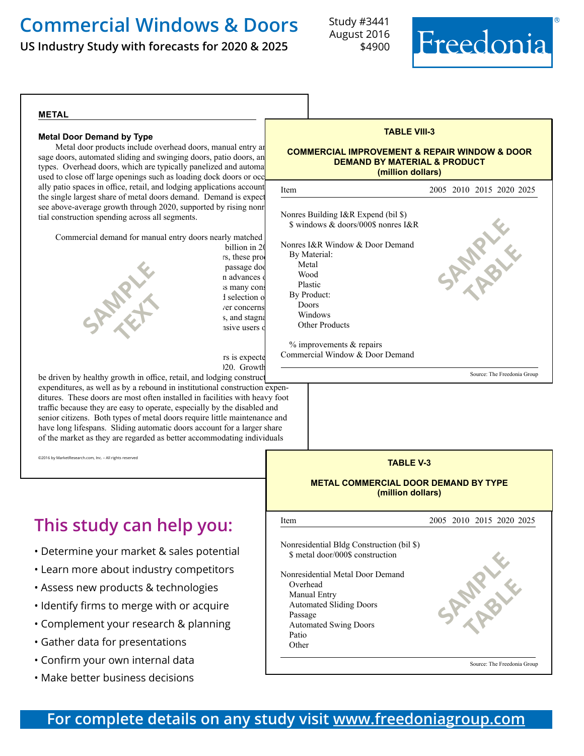# Commercial Windows & Doors

**US Industry Study with forecasts for 2020 & 2025**

Study #3441
August 2016
$4900

Freedonia

### METAL

#### Metal Door Demand by Type

Metal door products include overhead doors, manual entry an... sage doors, automated sliding and swinging doors, patio doors, an... types. Overhead doors, which are typically panelized and automa... used to close off large openings such as loading dock doors or occ... ally patio spaces in office, retail, and lodging applications account... the single largest share of metal doors demand. Demand is expect... see above-average growth through 2020, supported by rising nonr... tial construction spending across all segments.

Commercial demand for manual entry doors nearly matched ... billion in 20... rs, these pro... passage doo... n advances ... s many cons... d selection o... ver concerns... s, and stagna... nsive users o...

SAMPLE TEXT

...rs is expecte... 020. Growth be driven by healthy growth in office, retail, and lodging construct... expenditures, as well as by a rebound in institutional construction expenditures. These doors are most often installed in facilities with heavy foot traffic because they are easy to operate, especially by the disabled and senior citizens. Both types of metal doors require little maintenance and have long lifespans. Sliding automatic doors account for a larger share of the market as they are regarded as better accommodating individuals

©2016 by MarketResearch.com, Inc. – All rights reserved

**TABLE VIII-3**

**COMMERCIAL IMPROVEMENT & REPAIR WINDOW & DOOR DEMAND BY MATERIAL & PRODUCT (million dollars)**

| Item | 2005 | 2010 | 2015 | 2020 | 2025 |
|---|---|---|---|---|---|
| Nonres Building I&R Expend (bil $) | | | | | |
| $ windows & doors/000$ nonres I&R | | | | | |
| Nonres I&R Window & Door Demand | | | | | |
| By Material: | | | | | |
| Metal | | | | | |
| Wood | | | | | |
| Plastic | | | | | |
| By Product: | | | | | |
| Doors | | | | | |
| Windows | | | | | |
| Other Products | | | | | |
| % improvements & repairs | | | | | |
| Commercial Window & Door Demand | | | | | |

SAMPLE TABLE

Source: The Freedonia Group

**TABLE V-3**

**METAL COMMERCIAL DOOR DEMAND BY TYPE (million dollars)**

| Item | 2005 | 2010 | 2015 | 2020 | 2025 |
|---|---|---|---|---|---|
| Nonresidential Bldg Construction (bil $) | | | | | |
| $ metal door/000$ construction | | | | | |
| Nonresidential Metal Door Demand | | | | | |
| Overhead | | | | | |
| Manual Entry | | | | | |
| Automated Sliding Doors | | | | | |
| Passage | | | | | |
| Automated Swing Doors | | | | | |
| Patio | | | | | |
| Other | | | | | |

SAMPLE TABLE

Source: The Freedonia Group

## This study can help you:

- Determine your market & sales potential
- Learn more about industry competitors
- Assess new products & technologies
- Identify firms to merge with or acquire
- Complement your research & planning
- Gather data for presentations
- Confirm your own internal data
- Make better business decisions

**For complete details on any study visit www.freedoniagroup.com**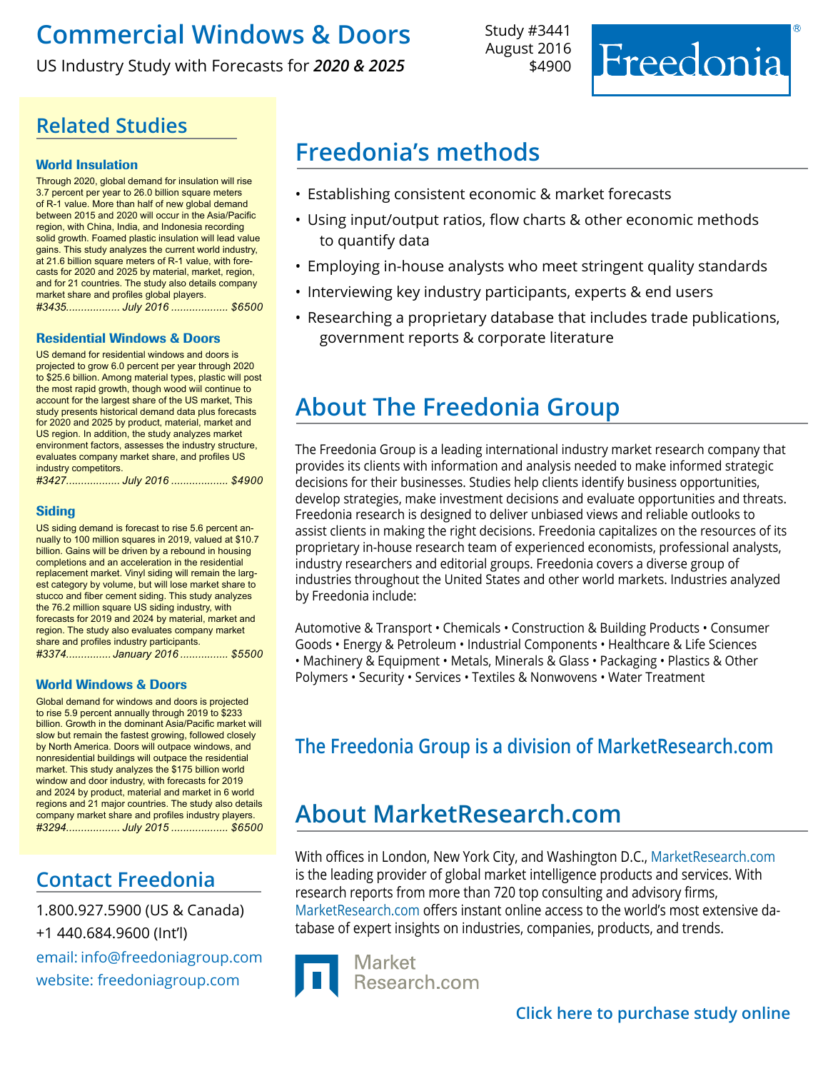# Commercial Windows & Doors

US Industry Study with Forecasts for ***2020 & 2025***

Study #3441
August 2016
$4900

Freedonia

## Related Studies

### World Insulation

Through 2020, global demand for insulation will rise 3.7 percent per year to 26.0 billion square meters of R-1 value. More than half of new global demand between 2015 and 2020 will occur in the Asia/Pacific region, with China, India, and Indonesia recording solid growth. Foamed plastic insulation will lead value gains. This study analyzes the current world industry, at 21.6 billion square meters of R-1 value, with forecasts for 2020 and 2025 by material, market, region, and for 21 countries. The study also details company market share and profiles global players.

*#3435.................. July 2016 ................... $6500*

### Residential Windows & Doors

US demand for residential windows and doors is projected to grow 6.0 percent per year through 2020 to $25.6 billion. Among material types, plastic will post the most rapid growth, though wood will continue to account for the largest share of the US market, This study presents historical demand data plus forecasts for 2020 and 2025 by product, material, market and US region. In addition, the study analyzes market environment factors, assesses the industry structure, evaluates company market share, and profiles US industry competitors.

*#3427.................. July 2016 ................... $4900*

### Siding

US siding demand is forecast to rise 5.6 percent annually to 100 million squares in 2019, valued at $10.7 billion. Gains will be driven by a rebound in housing completions and an acceleration in the residential replacement market. Vinyl siding will remain the largest category by volume, but will lose market share to stucco and fiber cement siding. This study analyzes the 76.2 million square US siding industry, with forecasts for 2019 and 2024 by material, market and region. The study also evaluates company market share and profiles industry participants.

*#3374............... January 2016 ................ $5500*

### World Windows & Doors

Global demand for windows and doors is projected to rise 5.9 percent annually through 2019 to $233 billion. Growth in the dominant Asia/Pacific market will slow but remain the fastest growing, followed closely by North America. Doors will outpace windows, and nonresidential buildings will outpace the residential market. This study analyzes the $175 billion world window and door industry, with forecasts for 2019 and 2024 by product, material and market in 6 world regions and 21 major countries. The study also details company market share and profiles industry players.

*#3294.................. July 2015 ................... $6500*

## Contact Freedonia

1.800.927.5900 (US & Canada)
+1 440.684.9600 (Int'l)
email: info@freedoniagroup.com
website: freedoniagroup.com

## Freedonia's methods

- Establishing consistent economic & market forecasts
- Using input/output ratios, flow charts & other economic methods to quantify data
- Employing in-house analysts who meet stringent quality standards
- Interviewing key industry participants, experts & end users
- Researching a proprietary database that includes trade publications, government reports & corporate literature

## About The Freedonia Group

The Freedonia Group is a leading international industry market research company that provides its clients with information and analysis needed to make informed strategic decisions for their businesses. Studies help clients identify business opportunities, develop strategies, make investment decisions and evaluate opportunities and threats. Freedonia research is designed to deliver unbiased views and reliable outlooks to assist clients in making the right decisions. Freedonia capitalizes on the resources of its proprietary in-house research team of experienced economists, professional analysts, industry researchers and editorial groups. Freedonia covers a diverse group of industries throughout the United States and other world markets. Industries analyzed by Freedonia include:

Automotive & Transport • Chemicals • Construction & Building Products • Consumer Goods • Energy & Petroleum • Industrial Components • Healthcare & Life Sciences • Machinery & Equipment • Metals, Minerals & Glass • Packaging • Plastics & Other Polymers • Security • Services • Textiles & Nonwovens • Water Treatment

### The Freedonia Group is a division of MarketResearch.com

## About MarketResearch.com

With offices in London, New York City, and Washington D.C., MarketResearch.com is the leading provider of global market intelligence products and services. With research reports from more than 720 top consulting and advisory firms, MarketResearch.com offers instant online access to the world's most extensive database of expert insights on industries, companies, products, and trends.

MarketResearch.com

**Click here to purchase study online**